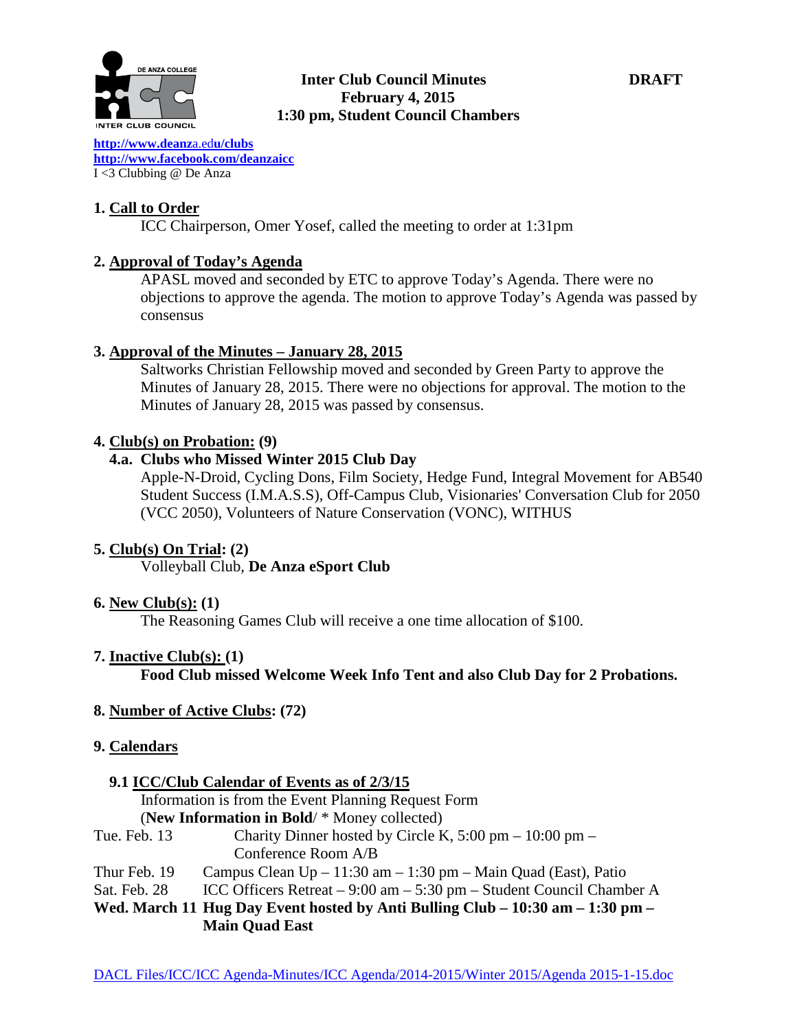**Inter Club Council Minutes** **DRAFT**
**February 4, 2015**
**1:30 pm, Student Council Chambers**

http://www.deanza.edu/clubs
http://www.facebook.com/deanzaicc
I <3 Clubbing @ De Anza

## 1. Call to Order

ICC Chairperson, Omer Yosef, called the meeting to order at 1:31pm

## 2. Approval of Today's Agenda

APASL moved and seconded by ETC to approve Today's Agenda. There were no objections to approve the agenda. The motion to approve Today's Agenda was passed by consensus

## 3. Approval of the Minutes – January 28, 2015

Saltworks Christian Fellowship moved and seconded by Green Party to approve the Minutes of January 28, 2015. There were no objections for approval. The motion to the Minutes of January 28, 2015 was passed by consensus.

## 4. Club(s) on Probation: (9)

### 4.a. Clubs who Missed Winter 2015 Club Day

Apple-N-Droid, Cycling Dons, Film Society, Hedge Fund, Integral Movement for AB540 Student Success (I.M.A.S.S), Off-Campus Club, Visionaries' Conversation Club for 2050 (VCC 2050), Volunteers of Nature Conservation (VONC), WITHUS

## 5. Club(s) On Trial: (2)

Volleyball Club, **De Anza eSport Club**

## 6. New Club(s): (1)

The Reasoning Games Club will receive a one time allocation of $100.

## 7. Inactive Club(s): (1)

**Food Club missed Welcome Week Info Tent and also Club Day for 2 Probations.**

## 8. Number of Active Clubs: (72)

## 9. Calendars

### 9.1 ICC/Club Calendar of Events as of 2/3/15

Information is from the Event Planning Request Form
(**New Information in Bold**/ * Money collected)

Tue. Feb. 13 Charity Dinner hosted by Circle K, 5:00 pm – 10:00 pm – Conference Room A/B
Thur Feb. 19 Campus Clean Up – 11:30 am – 1:30 pm – Main Quad (East), Patio
Sat. Feb. 28 ICC Officers Retreat – 9:00 am – 5:30 pm – Student Council Chamber A
**Wed. March 11 Hug Day Event hosted by Anti Bulling Club – 10:30 am – 1:30 pm – Main Quad East**

DACL Files/ICC/ICC Agenda-Minutes/ICC Agenda/2014-2015/Winter 2015/Agenda 2015-1-15.doc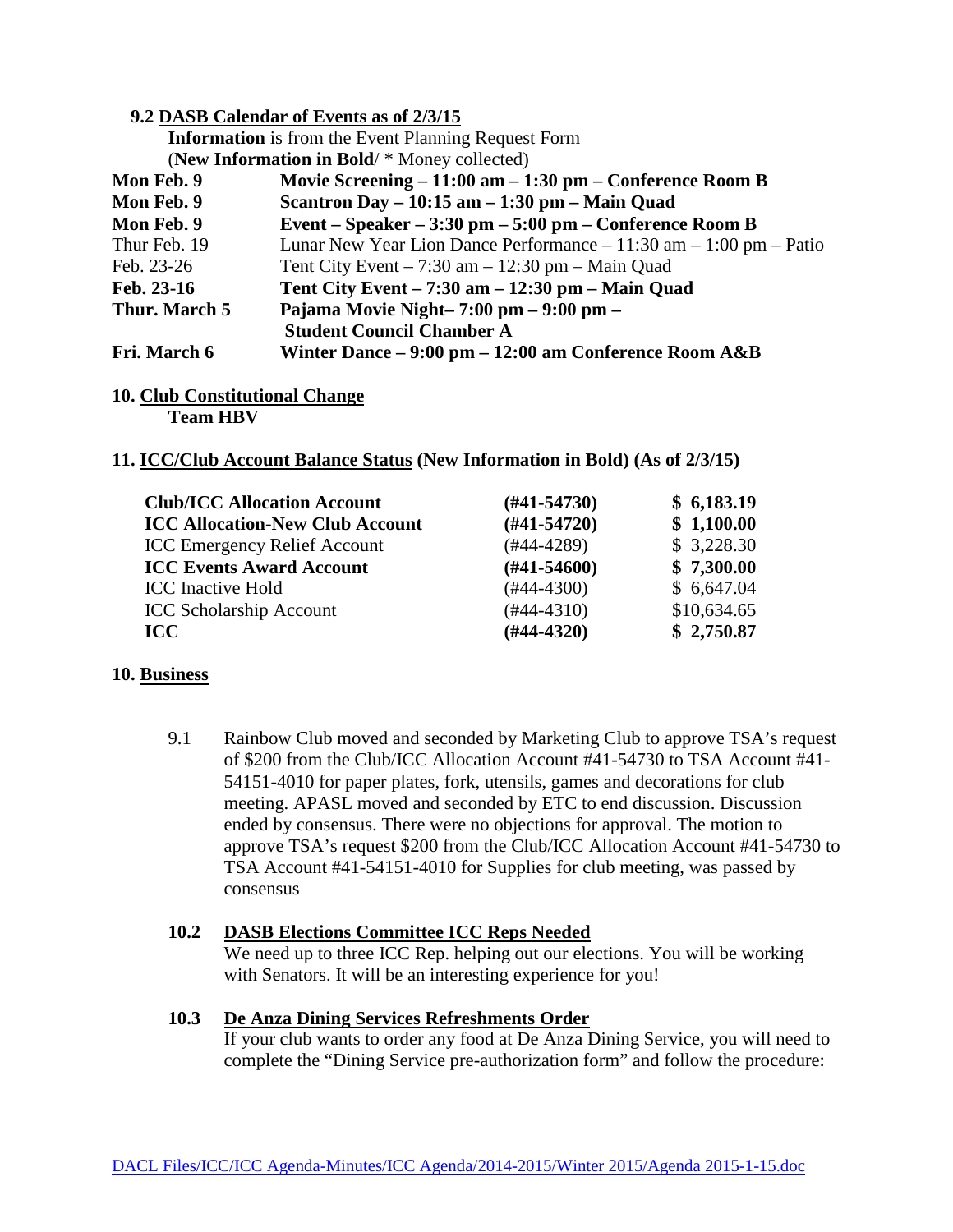**9.2 DASB Calendar of Events as of 2/3/15**

**Information** is from the Event Planning Request Form
(**New Information in Bold**/ * Money collected)

| | |
|---|---|
| **Mon Feb. 9** | **Movie Screening – 11:00 am – 1:30 pm – Conference Room B** |
| **Mon Feb. 9** | **Scantron Day – 10:15 am – 1:30 pm – Main Quad** |
| **Mon Feb. 9** | **Event – Speaker – 3:30 pm – 5:00 pm – Conference Room B** |
| Thur Feb. 19 | Lunar New Year Lion Dance Performance – 11:30 am – 1:00 pm – Patio |
| Feb. 23-26 | Tent City Event – 7:30 am – 12:30 pm – Main Quad |
| **Feb. 23-16** | **Tent City Event – 7:30 am – 12:30 pm – Main Quad** |
| **Thur. March 5** | **Pajama Movie Night– 7:00 pm – 9:00 pm – Student Council Chamber A** |
| **Fri. March 6** | **Winter Dance – 9:00 pm – 12:00 am Conference Room A&B** |

**10. Club Constitutional Change**
**Team HBV**

**11. ICC/Club Account Balance Status (New Information in Bold) (As of 2/3/15)**

| | | |
|---|---|---|
| **Club/ICC Allocation Account** | **(#41-54730)** | **$ 6,183.19** |
| **ICC Allocation-New Club Account** | **(#41-54720)** | **$ 1,100.00** |
| ICC Emergency Relief Account | (#44-4289) | $ 3,228.30 |
| **ICC Events Award Account** | **(#41-54600)** | **$ 7,300.00** |
| ICC Inactive Hold | (#44-4300) | $ 6,647.04 |
| ICC Scholarship Account | (#44-4310) | $10,634.65 |
| **ICC** | **(#44-4320)** | **$ 2,750.87** |

**10. Business**

9.1 Rainbow Club moved and seconded by Marketing Club to approve TSA's request of $200 from the Club/ICC Allocation Account #41-54730 to TSA Account #41-54151-4010 for paper plates, fork, utensils, games and decorations for club meeting. APASL moved and seconded by ETC to end discussion. Discussion ended by consensus. There were no objections for approval. The motion to approve TSA's request $200 from the Club/ICC Allocation Account #41-54730 to TSA Account #41-54151-4010 for Supplies for club meeting, was passed by consensus

**10.2 DASB Elections Committee ICC Reps Needed**
We need up to three ICC Rep. helping out our elections. You will be working with Senators. It will be an interesting experience for you!

**10.3 De Anza Dining Services Refreshments Order**
If your club wants to order any food at De Anza Dining Service, you will need to complete the "Dining Service pre-authorization form" and follow the procedure: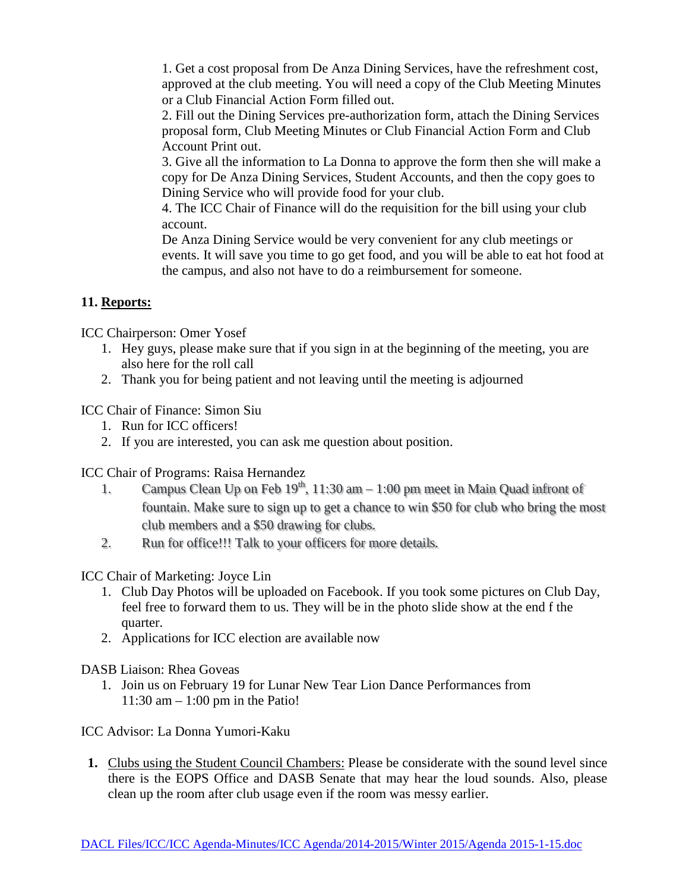1. Get a cost proposal from De Anza Dining Services, have the refreshment cost, approved at the club meeting. You will need a copy of the Club Meeting Minutes or a Club Financial Action Form filled out.
2. Fill out the Dining Services pre-authorization form, attach the Dining Services proposal form, Club Meeting Minutes or Club Financial Action Form and Club Account Print out.
3. Give all the information to La Donna to approve the form then she will make a copy for De Anza Dining Services, Student Accounts, and then the copy goes to Dining Service who will provide food for your club.
4. The ICC Chair of Finance will do the requisition for the bill using your club account.

De Anza Dining Service would be very convenient for any club meetings or events. It will save you time to go get food, and you will be able to eat hot food at the campus, and also not have to do a reimbursement for someone.

**11. Reports:**

ICC Chairperson: Omer Yosef

1. Hey guys, please make sure that if you sign in at the beginning of the meeting, you are also here for the roll call
2. Thank you for being patient and not leaving until the meeting is adjourned

ICC Chair of Finance: Simon Siu

1. Run for ICC officers!
2. If you are interested, you can ask me question about position.

ICC Chair of Programs: Raisa Hernandez

1. Campus Clean Up on Feb 19th, 11:30 am – 1:00 pm meet in Main Quad infront of fountain. Make sure to sign up to get a chance to win $50 for club who bring the most club members and a $50 drawing for clubs.
2. Run for office!!! Talk to your officers for more details.

ICC Chair of Marketing: Joyce Lin

1. Club Day Photos will be uploaded on Facebook. If you took some pictures on Club Day, feel free to forward them to us. They will be in the photo slide show at the end f the quarter.
2. Applications for ICC election are available now

DASB Liaison: Rhea Goveas

1. Join us on February 19 for Lunar New Tear Lion Dance Performances from 11:30 am – 1:00 pm in the Patio!

ICC Advisor: La Donna Yumori-Kaku

1. Clubs using the Student Council Chambers: Please be considerate with the sound level since there is the EOPS Office and DASB Senate that may hear the loud sounds. Also, please clean up the room after club usage even if the room was messy earlier.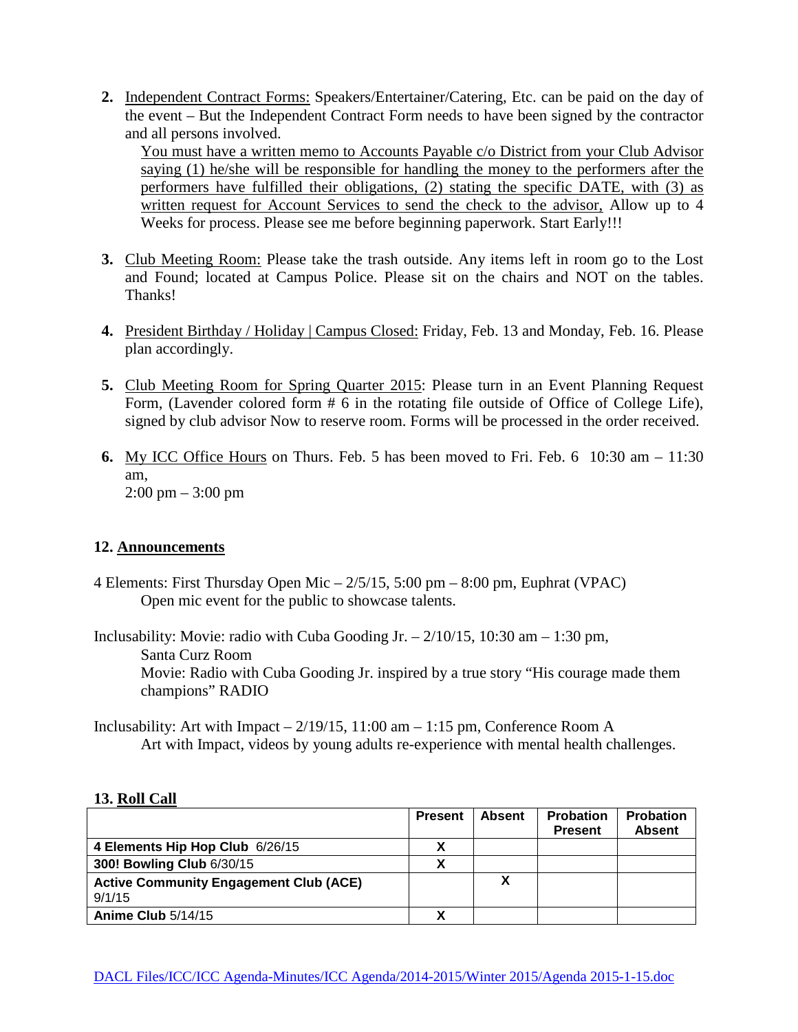2. Independent Contract Forms: Speakers/Entertainer/Catering, Etc. can be paid on the day of the event – But the Independent Contract Form needs to have been signed by the contractor and all persons involved.
   You must have a written memo to Accounts Payable c/o District from your Club Advisor saying (1) he/she will be responsible for handling the money to the performers after the performers have fulfilled their obligations, (2) stating the specific DATE, with (3) as written request for Account Services to send the check to the advisor, Allow up to 4 Weeks for process. Please see me before beginning paperwork. Start Early!!!

3. Club Meeting Room: Please take the trash outside. Any items left in room go to the Lost and Found; located at Campus Police. Please sit on the chairs and NOT on the tables. Thanks!

4. President Birthday / Holiday | Campus Closed: Friday, Feb. 13 and Monday, Feb. 16. Please plan accordingly.

5. Club Meeting Room for Spring Quarter 2015: Please turn in an Event Planning Request Form, (Lavender colored form # 6 in the rotating file outside of Office of College Life), signed by club advisor Now to reserve room. Forms will be processed in the order received.

6. My ICC Office Hours on Thurs. Feb. 5 has been moved to Fri. Feb. 6 10:30 am – 11:30 am,
   2:00 pm – 3:00 pm

## 12. Announcements

4 Elements: First Thursday Open Mic – 2/5/15, 5:00 pm – 8:00 pm, Euphrat (VPAC)
Open mic event for the public to showcase talents.

Inclusability: Movie: radio with Cuba Gooding Jr. – 2/10/15, 10:30 am – 1:30 pm,
Santa Curz Room
Movie: Radio with Cuba Gooding Jr. inspired by a true story "His courage made them champions" RADIO

Inclusability: Art with Impact – 2/19/15, 11:00 am – 1:15 pm, Conference Room A
Art with Impact, videos by young adults re-experience with mental health challenges.

## 13. Roll Call

| | Present | Absent | Probation Present | Probation Absent |
|---|---|---|---|---|
| **4 Elements Hip Hop Club** 6/26/15 | X | | | |
| **300! Bowling Club** 6/30/15 | X | | | |
| **Active Community Engagement Club (ACE)** 9/1/15 | | X | | |
| **Anime Club** 5/14/15 | X | | | |

DACL Files/ICC/ICC Agenda-Minutes/ICC Agenda/2014-2015/Winter 2015/Agenda 2015-1-15.doc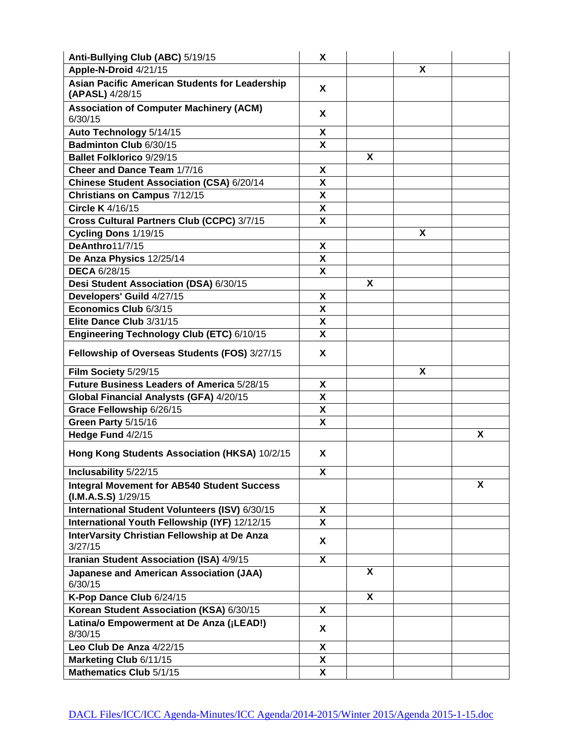| | | | | |
|---|---|---|---|---|
| **Anti-Bullying Club (ABC)** 5/19/15 | **X** | | | |
| **Apple-N-Droid** 4/21/15 | | | **X** | |
| **Asian Pacific American Students for Leadership (APASL)** 4/28/15 | **X** | | | |
| **Association of Computer Machinery (ACM)** 6/30/15 | **X** | | | |
| **Auto Technology** 5/14/15 | **X** | | | |
| **Badminton Club** 6/30/15 | **X** | | | |
| **Ballet Folklorico** 9/29/15 | | **X** | | |
| **Cheer and Dance Team** 1/7/16 | **X** | | | |
| **Chinese Student Association (CSA)** 6/20/14 | **X** | | | |
| **Christians on Campus** 7/12/15 | **X** | | | |
| **Circle K** 4/16/15 | **X** | | | |
| **Cross Cultural Partners Club (CCPC)** 3/7/15 | **X** | | | |
| **Cycling Dons** 1/19/15 | | | **X** | |
| **DeAnthro**11/7/15 | **X** | | | |
| **De Anza Physics** 12/25/14 | **X** | | | |
| **DECA** 6/28/15 | **X** | | | |
| **Desi Student Association (DSA)** 6/30/15 | | **X** | | |
| **Developers' Guild** 4/27/15 | **X** | | | |
| **Economics Club** 6/3/15 | **X** | | | |
| **Elite Dance Club** 3/31/15 | **X** | | | |
| **Engineering Technology Club (ETC)** 6/10/15 | **X** | | | |
| **Fellowship of Overseas Students (FOS)** 3/27/15 | **X** | | | |
| **Film Society** 5/29/15 | | | **X** | |
| **Future Business Leaders of America** 5/28/15 | **X** | | | |
| **Global Financial Analysts (GFA)** 4/20/15 | **X** | | | |
| **Grace Fellowship** 6/26/15 | **X** | | | |
| **Green Party** 5/15/16 | **X** | | | |
| **Hedge Fund** 4/2/15 | | | | **X** |
| **Hong Kong Students Association (HKSA)** 10/2/15 | **X** | | | |
| **Inclusability** 5/22/15 | **X** | | | |
| **Integral Movement for AB540 Student Success (I.M.A.S.S)** 1/29/15 | | | | **X** |
| **International Student Volunteers (ISV)** 6/30/15 | **X** | | | |
| **International Youth Fellowship (IYF)** 12/12/15 | **X** | | | |
| **InterVarsity Christian Fellowship at De Anza** 3/27/15 | **X** | | | |
| **Iranian Student Association (ISA)** 4/9/15 | **X** | | | |
| **Japanese and American Association (JAA)** 6/30/15 | | **X** | | |
| **K-Pop Dance Club** 6/24/15 | | **X** | | |
| **Korean Student Association (KSA)** 6/30/15 | **X** | | | |
| **Latina/o Empowerment at De Anza (¡LEAD!)** 8/30/15 | **X** | | | |
| **Leo Club De Anza** 4/22/15 | **X** | | | |
| **Marketing Club** 6/11/15 | **X** | | | |
| **Mathematics Club** 5/1/15 | **X** | | | |

DACL Files/ICC/ICC Agenda-Minutes/ICC Agenda/2014-2015/Winter 2015/Agenda 2015-1-15.doc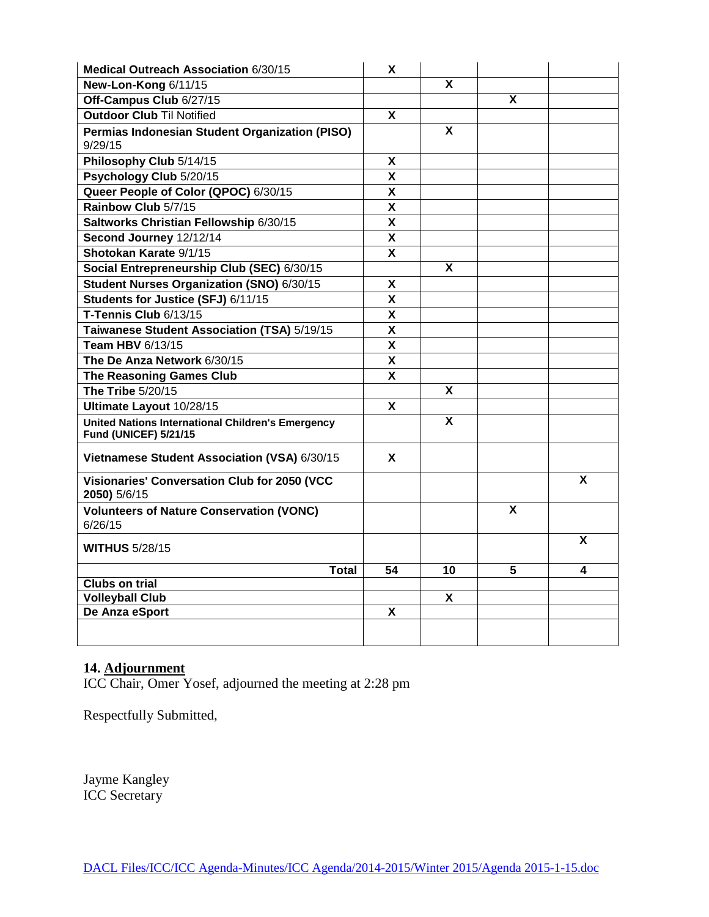| | | | | |
|---|---|---|---|---|
| **Medical Outreach Association** 6/30/15 | X | | | |
| **New-Lon-Kong** 6/11/15 | | X | | |
| **Off-Campus Club** 6/27/15 | | | X | |
| **Outdoor Club** Til Notified | X | | | |
| **Permias Indonesian Student Organization (PISO)** 9/29/15 | | X | | |
| **Philosophy Club** 5/14/15 | X | | | |
| **Psychology Club** 5/20/15 | X | | | |
| **Queer People of Color (QPOC)** 6/30/15 | X | | | |
| **Rainbow Club** 5/7/15 | X | | | |
| **Saltworks Christian Fellowship** 6/30/15 | X | | | |
| **Second Journey** 12/12/14 | X | | | |
| **Shotokan Karate** 9/1/15 | X | | | |
| **Social Entrepreneurship Club (SEC)** 6/30/15 | | X | | |
| **Student Nurses Organization (SNO)** 6/30/15 | X | | | |
| **Students for Justice (SFJ)** 6/11/15 | X | | | |
| **T-Tennis Club** 6/13/15 | X | | | |
| **Taiwanese Student Association (TSA)** 5/19/15 | X | | | |
| **Team HBV** 6/13/15 | X | | | |
| **The De Anza Network** 6/30/15 | X | | | |
| **The Reasoning Games Club** | X | | | |
| **The Tribe** 5/20/15 | | X | | |
| **Ultimate Layout** 10/28/15 | X | | | |
| **United Nations International Children's Emergency Fund (UNICEF) 5/21/15** | | X | | |
| **Vietnamese Student Association (VSA)** 6/30/15 | X | | | |
| **Visionaries' Conversation Club for 2050 (VCC 2050)** 5/6/15 | | | | X |
| **Volunteers of Nature Conservation (VONC)** 6/26/15 | | | X | |
| **WITHUS** 5/28/15 | | | | X |
| **Total** | **54** | **10** | **5** | **4** |
| **Clubs on trial** | | | | |
| **Volleyball Club** | | X | | |
| **De Anza eSport** | X | | | |
| | | | | |

**14. Adjournment**

ICC Chair, Omer Yosef, adjourned the meeting at 2:28 pm

Respectfully Submitted,

Jayme Kangley
ICC Secretary

DACL Files/ICC/ICC Agenda-Minutes/ICC Agenda/2014-2015/Winter 2015/Agenda 2015-1-15.doc